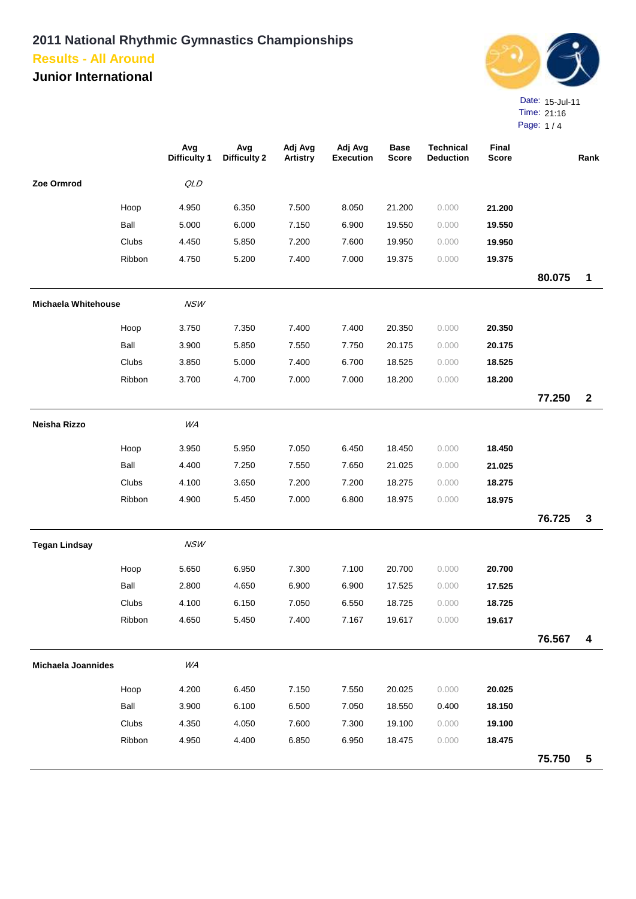# 2011 National Rhythmic Gymnastics Championships

## Results - All Around

## Junior International

Date: 15-Jul-11
Time: 21:16

| | | Avg Difficulty 1 | Avg Difficulty 2 | Adj Avg Artistry | Adj Avg Execution | Base Score | Technical Deduction | Final Score | | Rank |
|---|---|---|---|---|---|---|---|---|---|---|
| **Zoe Ormrod** | | *QLD* | | | | | | | | |
| | Hoop | 4.950 | 6.350 | 7.500 | 8.050 | 21.200 | 0.000 | **21.200** | | |
| | Ball | 5.000 | 6.000 | 7.150 | 6.900 | 19.550 | 0.000 | **19.550** | | |
| | Clubs | 4.450 | 5.850 | 7.200 | 7.600 | 19.950 | 0.000 | **19.950** | | |
| | Ribbon | 4.750 | 5.200 | 7.400 | 7.000 | 19.375 | 0.000 | **19.375** | | |
| | | | | | | | | | **80.075** | **1** |
| **Michaela Whitehouse** | | *NSW* | | | | | | | | |
| | Hoop | 3.750 | 7.350 | 7.400 | 7.400 | 20.350 | 0.000 | **20.350** | | |
| | Ball | 3.900 | 5.850 | 7.550 | 7.750 | 20.175 | 0.000 | **20.175** | | |
| | Clubs | 3.850 | 5.000 | 7.400 | 6.700 | 18.525 | 0.000 | **18.525** | | |
| | Ribbon | 3.700 | 4.700 | 7.000 | 7.000 | 18.200 | 0.000 | **18.200** | | |
| | | | | | | | | | **77.250** | **2** |
| **Neisha Rizzo** | | *WA* | | | | | | | | |
| | Hoop | 3.950 | 5.950 | 7.050 | 6.450 | 18.450 | 0.000 | **18.450** | | |
| | Ball | 4.400 | 7.250 | 7.550 | 7.650 | 21.025 | 0.000 | **21.025** | | |
| | Clubs | 4.100 | 3.650 | 7.200 | 7.200 | 18.275 | 0.000 | **18.275** | | |
| | Ribbon | 4.900 | 5.450 | 7.000 | 6.800 | 18.975 | 0.000 | **18.975** | | |
| | | | | | | | | | **76.725** | **3** |
| **Tegan Lindsay** | | *NSW* | | | | | | | | |
| | Hoop | 5.650 | 6.950 | 7.300 | 7.100 | 20.700 | 0.000 | **20.700** | | |
| | Ball | 2.800 | 4.650 | 6.900 | 6.900 | 17.525 | 0.000 | **17.525** | | |
| | Clubs | 4.100 | 6.150 | 7.050 | 6.550 | 18.725 | 0.000 | **18.725** | | |
| | Ribbon | 4.650 | 5.450 | 7.400 | 7.167 | 19.617 | 0.000 | **19.617** | | |
| | | | | | | | | | **76.567** | **4** |
| **Michaela Joannides** | | *WA* | | | | | | | | |
| | Hoop | 4.200 | 6.450 | 7.150 | 7.550 | 20.025 | 0.000 | **20.025** | | |
| | Ball | 3.900 | 6.100 | 6.500 | 7.050 | 18.550 | 0.400 | **18.150** | | |
| | Clubs | 4.350 | 4.050 | 7.600 | 7.300 | 19.100 | 0.000 | **19.100** | | |
| | Ribbon | 4.950 | 4.400 | 6.850 | 6.950 | 18.475 | 0.000 | **18.475** | | |
| | | | | | | | | | **75.750** | **5** |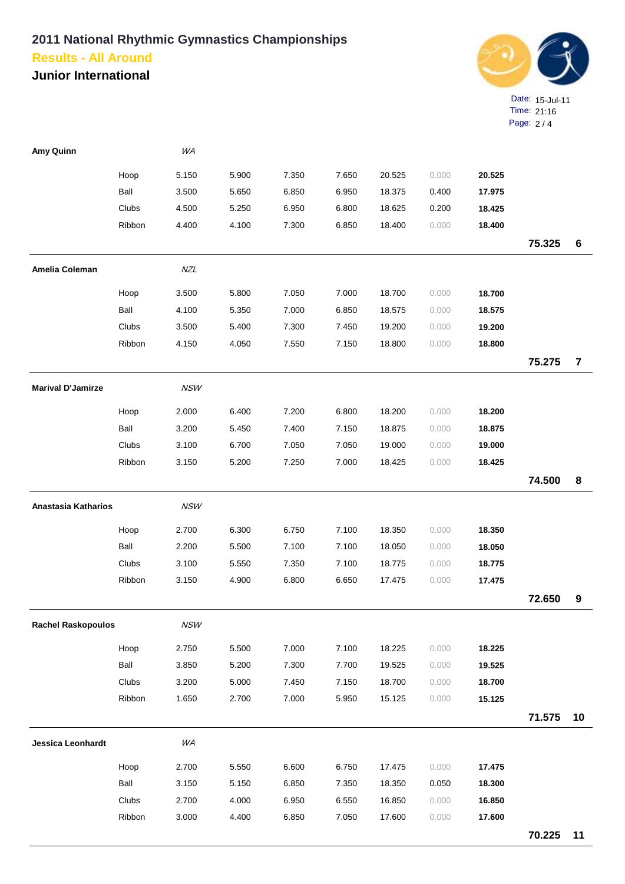# 2011 National Rhythmic Gymnastics Championships

## Results - All Around

### Junior International

Date: 15-Jul-11
Time: 21:16

| Name | Apparatus | | | | | | | | Total | Rank |
|---|---|---|---|---|---|---|---|---|---|---|
| **Amy Quinn** | *WA* | | | | | | | | | |
| | Hoop | 5.150 | 5.900 | 7.350 | 7.650 | 20.525 | 0.000 | **20.525** | | |
| | Ball | 3.500 | 5.650 | 6.850 | 6.950 | 18.375 | 0.400 | **17.975** | | |
| | Clubs | 4.500 | 5.250 | 6.950 | 6.800 | 18.625 | 0.200 | **18.425** | | |
| | Ribbon | 4.400 | 4.100 | 7.300 | 6.850 | 18.400 | 0.000 | **18.400** | | |
| | | | | | | | | | **75.325** | **6** |
| **Amelia Coleman** | *NZL* | | | | | | | | | |
| | Hoop | 3.500 | 5.800 | 7.050 | 7.000 | 18.700 | 0.000 | **18.700** | | |
| | Ball | 4.100 | 5.350 | 7.000 | 6.850 | 18.575 | 0.000 | **18.575** | | |
| | Clubs | 3.500 | 5.400 | 7.300 | 7.450 | 19.200 | 0.000 | **19.200** | | |
| | Ribbon | 4.150 | 4.050 | 7.550 | 7.150 | 18.800 | 0.000 | **18.800** | | |
| | | | | | | | | | **75.275** | **7** |
| **Marival D'Jamirze** | *NSW* | | | | | | | | | |
| | Hoop | 2.000 | 6.400 | 7.200 | 6.800 | 18.200 | 0.000 | **18.200** | | |
| | Ball | 3.200 | 5.450 | 7.400 | 7.150 | 18.875 | 0.000 | **18.875** | | |
| | Clubs | 3.100 | 6.700 | 7.050 | 7.050 | 19.000 | 0.000 | **19.000** | | |
| | Ribbon | 3.150 | 5.200 | 7.250 | 7.000 | 18.425 | 0.000 | **18.425** | | |
| | | | | | | | | | **74.500** | **8** |
| **Anastasia Katharios** | *NSW* | | | | | | | | | |
| | Hoop | 2.700 | 6.300 | 6.750 | 7.100 | 18.350 | 0.000 | **18.350** | | |
| | Ball | 2.200 | 5.500 | 7.100 | 7.100 | 18.050 | 0.000 | **18.050** | | |
| | Clubs | 3.100 | 5.550 | 7.350 | 7.100 | 18.775 | 0.000 | **18.775** | | |
| | Ribbon | 3.150 | 4.900 | 6.800 | 6.650 | 17.475 | 0.000 | **17.475** | | |
| | | | | | | | | | **72.650** | **9** |
| **Rachel Raskopoulos** | *NSW* | | | | | | | | | |
| | Hoop | 2.750 | 5.500 | 7.000 | 7.100 | 18.225 | 0.000 | **18.225** | | |
| | Ball | 3.850 | 5.200 | 7.300 | 7.700 | 19.525 | 0.000 | **19.525** | | |
| | Clubs | 3.200 | 5.000 | 7.450 | 7.150 | 18.700 | 0.000 | **18.700** | | |
| | Ribbon | 1.650 | 2.700 | 7.000 | 5.950 | 15.125 | 0.000 | **15.125** | | |
| | | | | | | | | | **71.575** | **10** |
| **Jessica Leonhardt** | *WA* | | | | | | | | | |
| | Hoop | 2.700 | 5.550 | 6.600 | 6.750 | 17.475 | 0.000 | **17.475** | | |
| | Ball | 3.150 | 5.150 | 6.850 | 7.350 | 18.350 | 0.050 | **18.300** | | |
| | Clubs | 2.700 | 4.000 | 6.950 | 6.550 | 16.850 | 0.000 | **16.850** | | |
| | Ribbon | 3.000 | 4.400 | 6.850 | 7.050 | 17.600 | 0.000 | **17.600** | | |
| | | | | | | | | | **70.225** | **11** |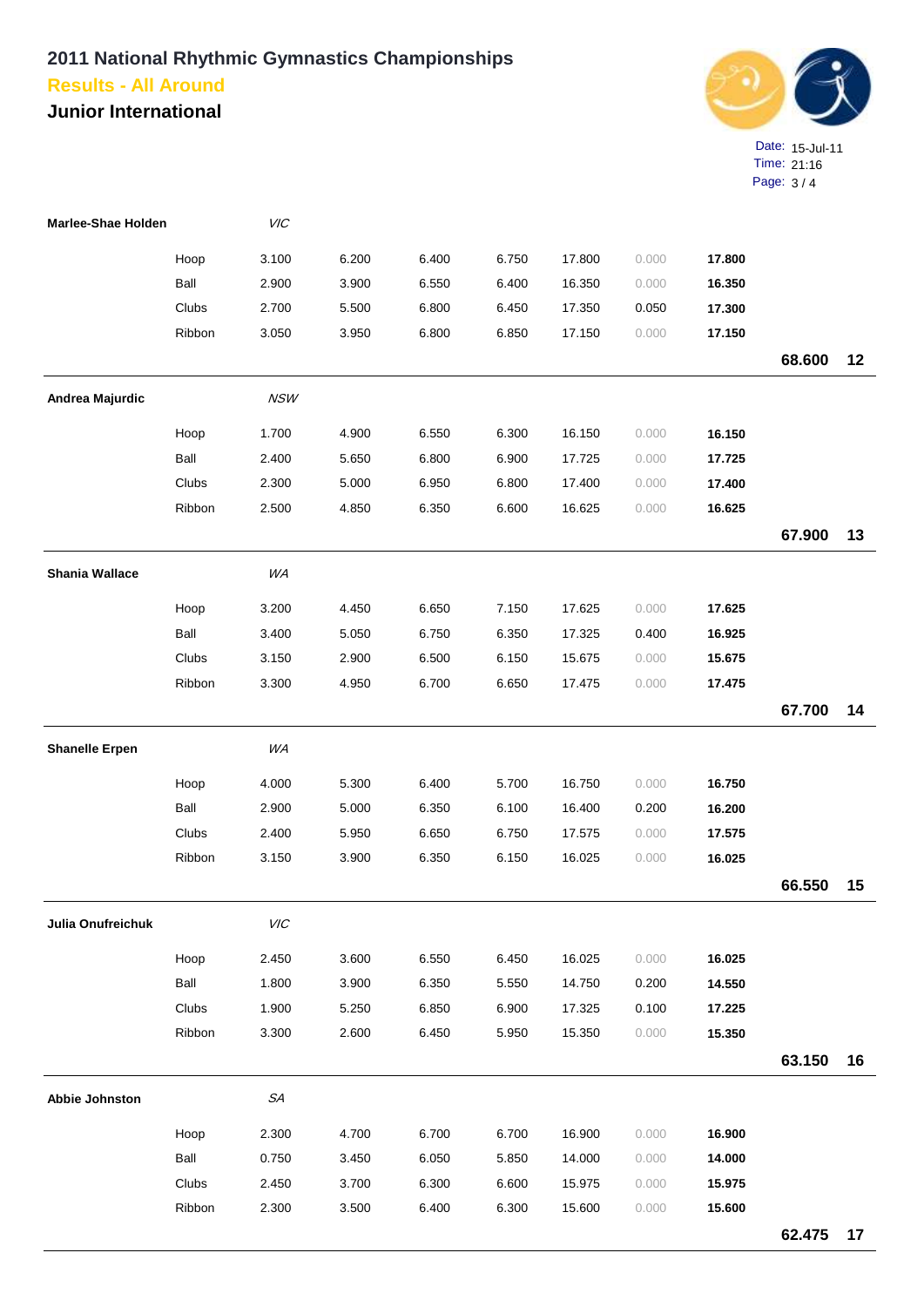# 2011 National Rhythmic Gymnastics Championships

## Results - All Around

## Junior International

Date: 15-Jul-11
Time: 21:16

| Name | Apparatus / State | | | | | | | | Total | Rank |
|---|---|---|---|---|---|---|---|---|---|---|
| **Marlee-Shae Holden** | | *VIC* | | | | | | | | |
| | Hoop | 3.100 | 6.200 | 6.400 | 6.750 | 17.800 | 0.000 | **17.800** | | |
| | Ball | 2.900 | 3.900 | 6.550 | 6.400 | 16.350 | 0.000 | **16.350** | | |
| | Clubs | 2.700 | 5.500 | 6.800 | 6.450 | 17.350 | 0.050 | **17.300** | | |
| | Ribbon | 3.050 | 3.950 | 6.800 | 6.850 | 17.150 | 0.000 | **17.150** | | |
| | | | | | | | | | **68.600** | **12** |
| **Andrea Majurdic** | | *NSW* | | | | | | | | |
| | Hoop | 1.700 | 4.900 | 6.550 | 6.300 | 16.150 | 0.000 | **16.150** | | |
| | Ball | 2.400 | 5.650 | 6.800 | 6.900 | 17.725 | 0.000 | **17.725** | | |
| | Clubs | 2.300 | 5.000 | 6.950 | 6.800 | 17.400 | 0.000 | **17.400** | | |
| | Ribbon | 2.500 | 4.850 | 6.350 | 6.600 | 16.625 | 0.000 | **16.625** | | |
| | | | | | | | | | **67.900** | **13** |
| **Shania Wallace** | | *WA* | | | | | | | | |
| | Hoop | 3.200 | 4.450 | 6.650 | 7.150 | 17.625 | 0.000 | **17.625** | | |
| | Ball | 3.400 | 5.050 | 6.750 | 6.350 | 17.325 | 0.400 | **16.925** | | |
| | Clubs | 3.150 | 2.900 | 6.500 | 6.150 | 15.675 | 0.000 | **15.675** | | |
| | Ribbon | 3.300 | 4.950 | 6.700 | 6.650 | 17.475 | 0.000 | **17.475** | | |
| | | | | | | | | | **67.700** | **14** |
| **Shanelle Erpen** | | *WA* | | | | | | | | |
| | Hoop | 4.000 | 5.300 | 6.400 | 5.700 | 16.750 | 0.000 | **16.750** | | |
| | Ball | 2.900 | 5.000 | 6.350 | 6.100 | 16.400 | 0.200 | **16.200** | | |
| | Clubs | 2.400 | 5.950 | 6.650 | 6.750 | 17.575 | 0.000 | **17.575** | | |
| | Ribbon | 3.150 | 3.900 | 6.350 | 6.150 | 16.025 | 0.000 | **16.025** | | |
| | | | | | | | | | **66.550** | **15** |
| **Julia Onufreichuk** | | *VIC* | | | | | | | | |
| | Hoop | 2.450 | 3.600 | 6.550 | 6.450 | 16.025 | 0.000 | **16.025** | | |
| | Ball | 1.800 | 3.900 | 6.350 | 5.550 | 14.750 | 0.200 | **14.550** | | |
| | Clubs | 1.900 | 5.250 | 6.850 | 6.900 | 17.325 | 0.100 | **17.225** | | |
| | Ribbon | 3.300 | 2.600 | 6.450 | 5.950 | 15.350 | 0.000 | **15.350** | | |
| | | | | | | | | | **63.150** | **16** |
| **Abbie Johnston** | | *SA* | | | | | | | | |
| | Hoop | 2.300 | 4.700 | 6.700 | 6.700 | 16.900 | 0.000 | **16.900** | | |
| | Ball | 0.750 | 3.450 | 6.050 | 5.850 | 14.000 | 0.000 | **14.000** | | |
| | Clubs | 2.450 | 3.700 | 6.300 | 6.600 | 15.975 | 0.000 | **15.975** | | |
| | Ribbon | 2.300 | 3.500 | 6.400 | 6.300 | 15.600 | 0.000 | **15.600** | | |
| | | | | | | | | | **62.475** | **17** |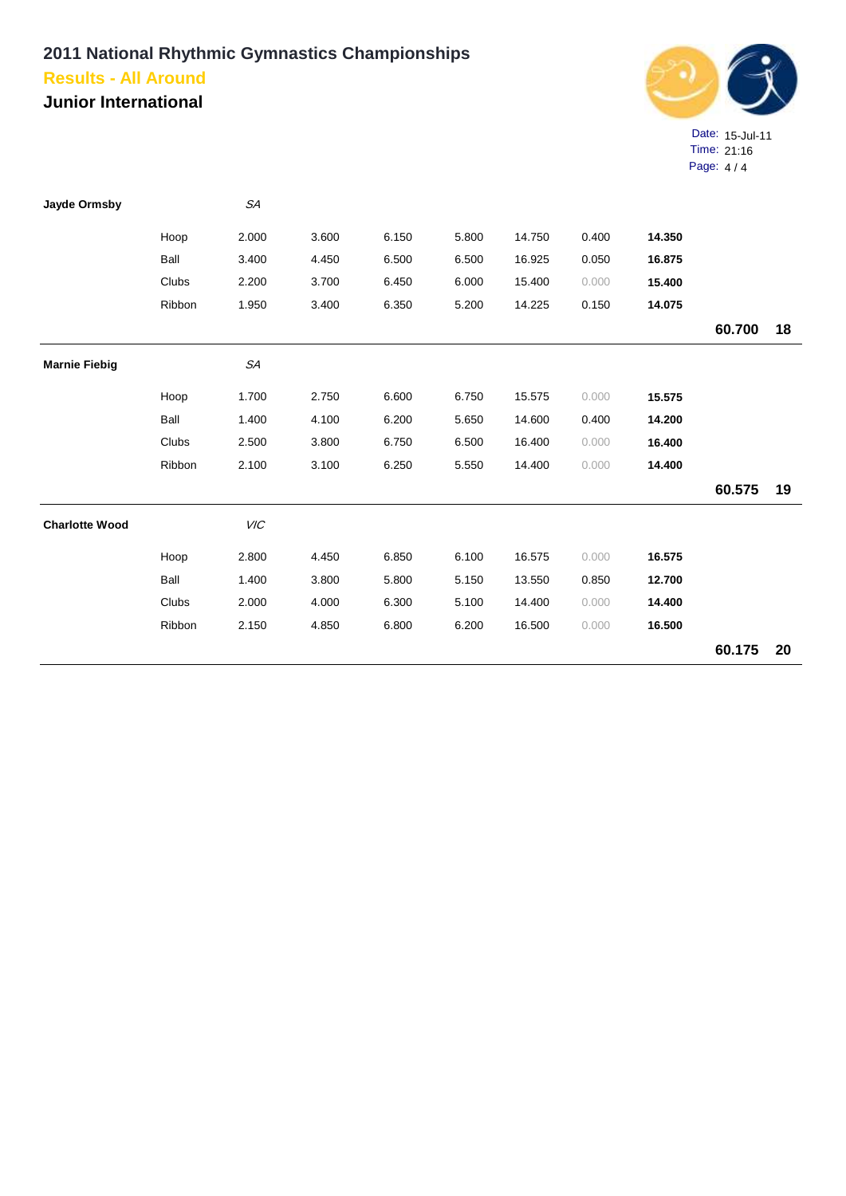# 2011 National Rhythmic Gymnastics Championships

## Results - All Around

## Junior International

Date: 15-Jul-11
Time: 21:16

| | | | | | | | | | | |
|---|---|---|---|---|---|---|---|---|---|---|
| **Jayde Ormsby** | | *SA* | | | | | | | | |
| | Hoop | 2.000 | 3.600 | 6.150 | 5.800 | 14.750 | 0.400 | **14.350** | | |
| | Ball | 3.400 | 4.450 | 6.500 | 6.500 | 16.925 | 0.050 | **16.875** | | |
| | Clubs | 2.200 | 3.700 | 6.450 | 6.000 | 15.400 | 0.000 | **15.400** | | |
| | Ribbon | 1.950 | 3.400 | 6.350 | 5.200 | 14.225 | 0.150 | **14.075** | | |
| | | | | | | | | | **60.700** | **18** |
| **Marnie Fiebig** | | *SA* | | | | | | | | |
| | Hoop | 1.700 | 2.750 | 6.600 | 6.750 | 15.575 | 0.000 | **15.575** | | |
| | Ball | 1.400 | 4.100 | 6.200 | 5.650 | 14.600 | 0.400 | **14.200** | | |
| | Clubs | 2.500 | 3.800 | 6.750 | 6.500 | 16.400 | 0.000 | **16.400** | | |
| | Ribbon | 2.100 | 3.100 | 6.250 | 5.550 | 14.400 | 0.000 | **14.400** | | |
| | | | | | | | | | **60.575** | **19** |
| **Charlotte Wood** | | *VIC* | | | | | | | | |
| | Hoop | 2.800 | 4.450 | 6.850 | 6.100 | 16.575 | 0.000 | **16.575** | | |
| | Ball | 1.400 | 3.800 | 5.800 | 5.150 | 13.550 | 0.850 | **12.700** | | |
| | Clubs | 2.000 | 4.000 | 6.300 | 5.100 | 14.400 | 0.000 | **14.400** | | |
| | Ribbon | 2.150 | 4.850 | 6.800 | 6.200 | 16.500 | 0.000 | **16.500** | | |
| | | | | | | | | | **60.175** | **20** |